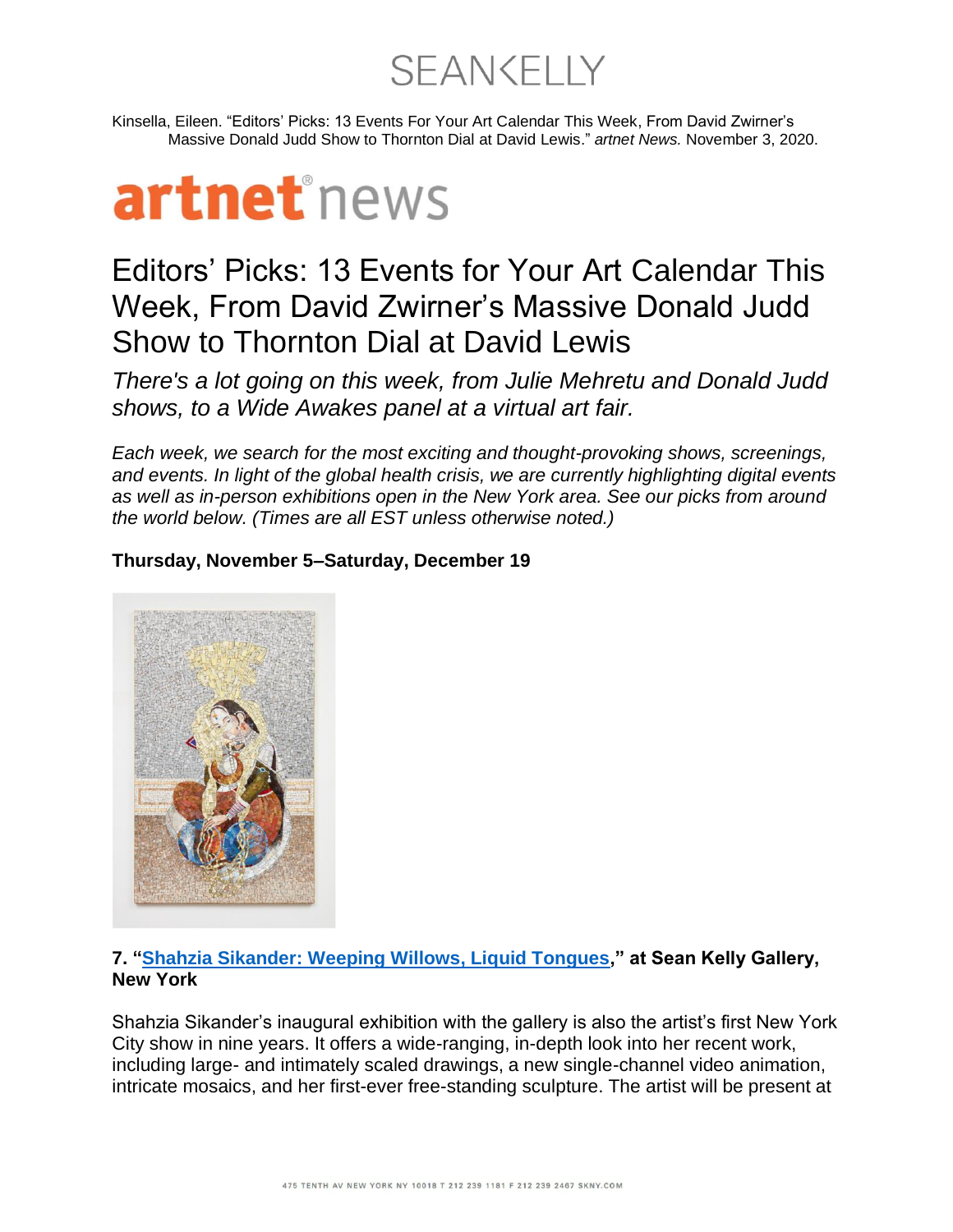SEAN KELLY

Kinsella, Eileen. "Editors' Picks: 13 Events For Your Art Calendar This Week, From David Zwirner's Massive Donald Judd Show to Thornton Dial at David Lewis." *artnet News.* November 3, 2020.

artnet news

# Editors' Picks: 13 Events for Your Art Calendar This Week, From David Zwirner's Massive Donald Judd Show to Thornton Dial at David Lewis

*There's a lot going on this week, from Julie Mehretu and Donald Judd shows, to a Wide Awakes panel at a virtual art fair.*

*Each week, we search for the most exciting and thought-provoking shows, screenings, and events. In light of the global health crisis, we are currently highlighting digital events as well as in-person exhibitions open in the New York area. See our picks from around the world below. (Times are all EST unless otherwise noted.)*

**Thursday, November 5–Saturday, December 19**

**7. "Shahzia Sikander: Weeping Willows, Liquid Tongues," at Sean Kelly Gallery, New York**

Shahzia Sikander's inaugural exhibition with the gallery is also the artist's first New York City show in nine years. It offers a wide-ranging, in-depth look into her recent work, including large- and intimately scaled drawings, a new single-channel video animation, intricate mosaics, and her first-ever free-standing sculpture. The artist will be present at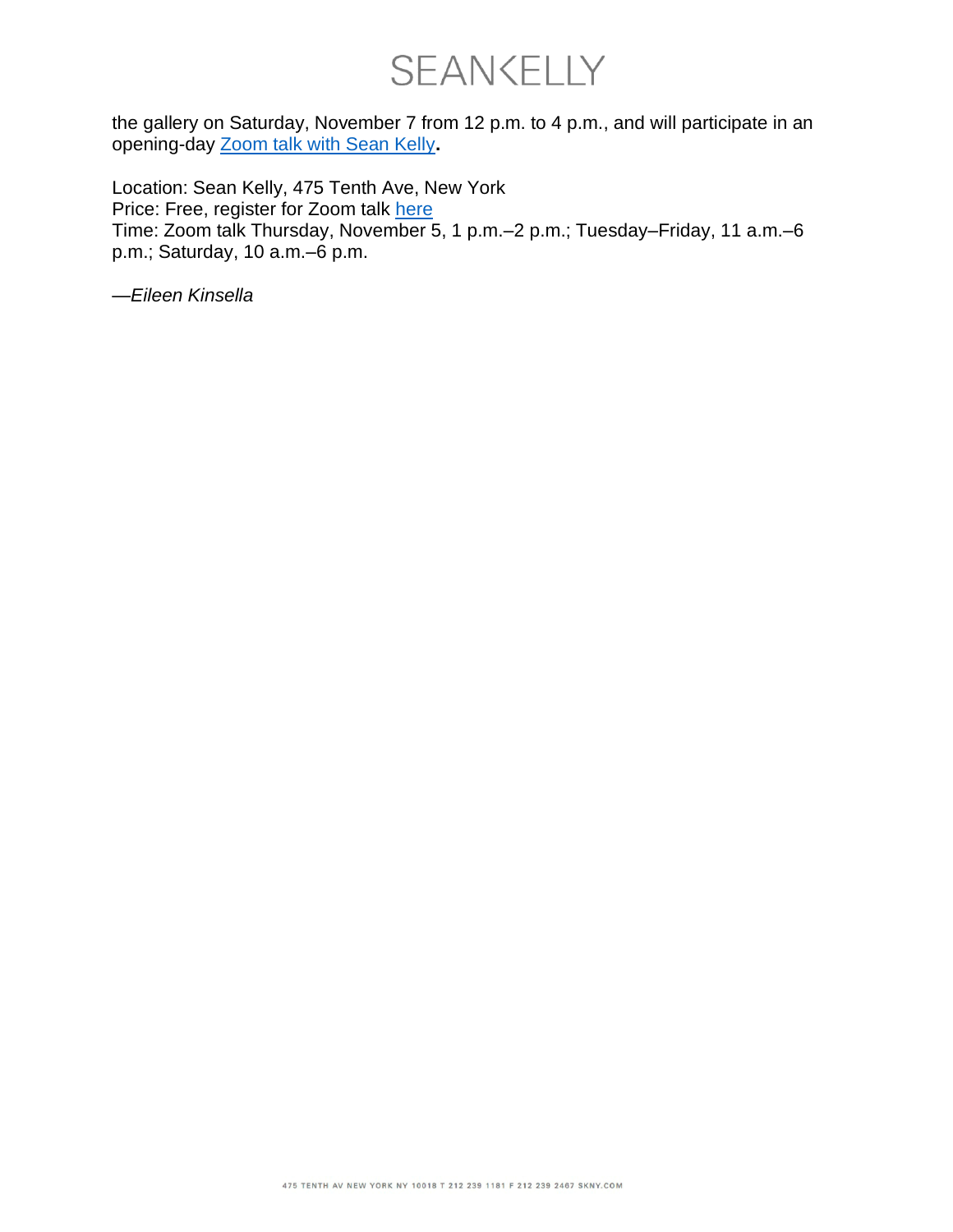the gallery on Saturday, November 7 from 12 p.m. to 4 p.m., and will participate in an opening-day Zoom talk with Sean Kelly**.**

Location: Sean Kelly, 475 Tenth Ave, New York
Price: Free, register for Zoom talk here
Time: Zoom talk Thursday, November 5, 1 p.m.–2 p.m.; Tuesday–Friday, 11 a.m.–6 p.m.; Saturday, 10 a.m.–6 p.m.

—*Eileen Kinsella*